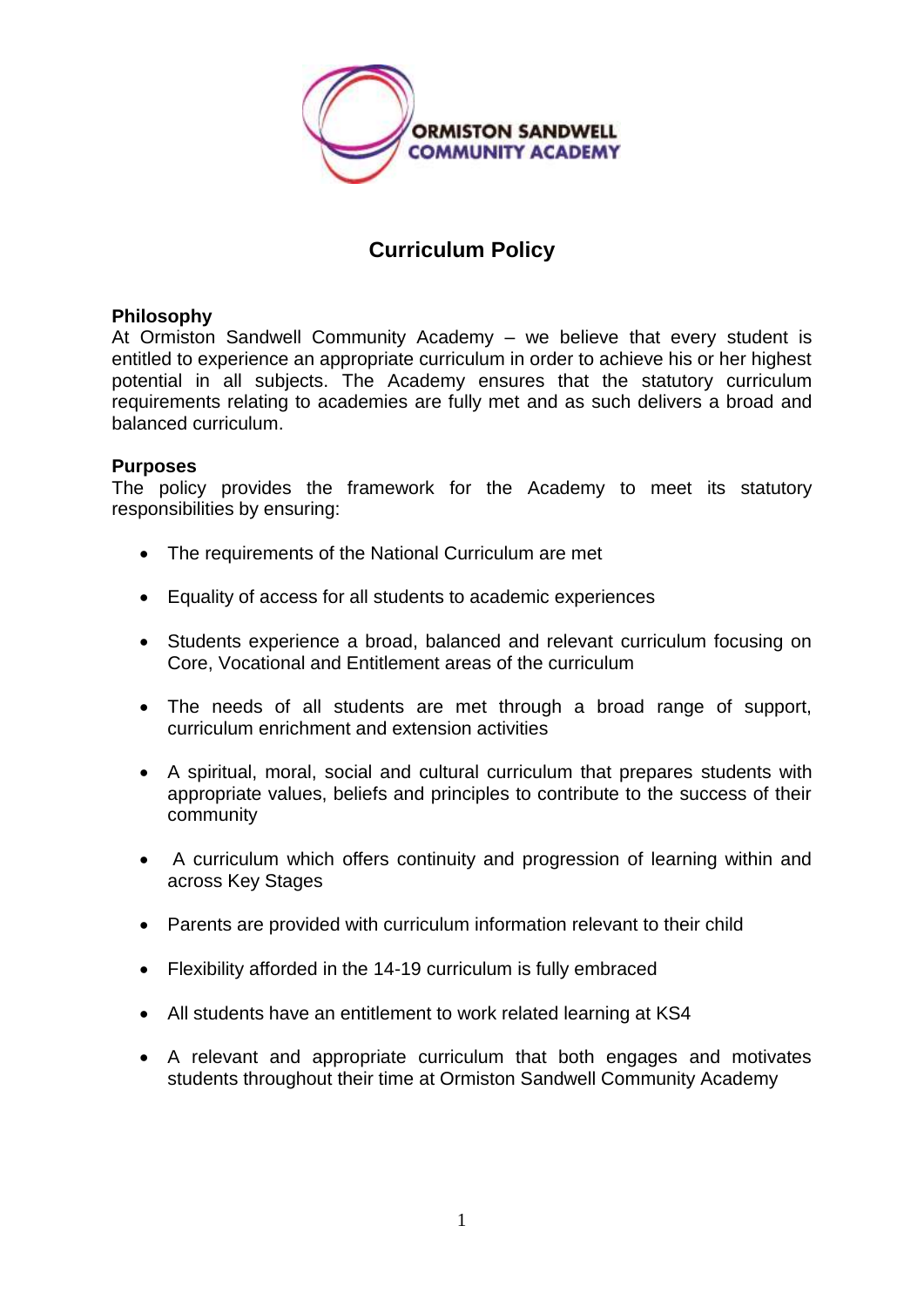ORMISTON SANDWELL COMMUNITY ACADEMY

# Curriculum Policy

## Philosophy

At Ormiston Sandwell Community Academy – we believe that every student is entitled to experience an appropriate curriculum in order to achieve his or her highest potential in all subjects. The Academy ensures that the statutory curriculum requirements relating to academies are fully met and as such delivers a broad and balanced curriculum.

## Purposes

The policy provides the framework for the Academy to meet its statutory responsibilities by ensuring:

- The requirements of the National Curriculum are met
- Equality of access for all students to academic experiences
- Students experience a broad, balanced and relevant curriculum focusing on Core, Vocational and Entitlement areas of the curriculum
- The needs of all students are met through a broad range of support, curriculum enrichment and extension activities
- A spiritual, moral, social and cultural curriculum that prepares students with appropriate values, beliefs and principles to contribute to the success of their community
- A curriculum which offers continuity and progression of learning within and across Key Stages
- Parents are provided with curriculum information relevant to their child
- Flexibility afforded in the 14-19 curriculum is fully embraced
- All students have an entitlement to work related learning at KS4
- A relevant and appropriate curriculum that both engages and motivates students throughout their time at Ormiston Sandwell Community Academy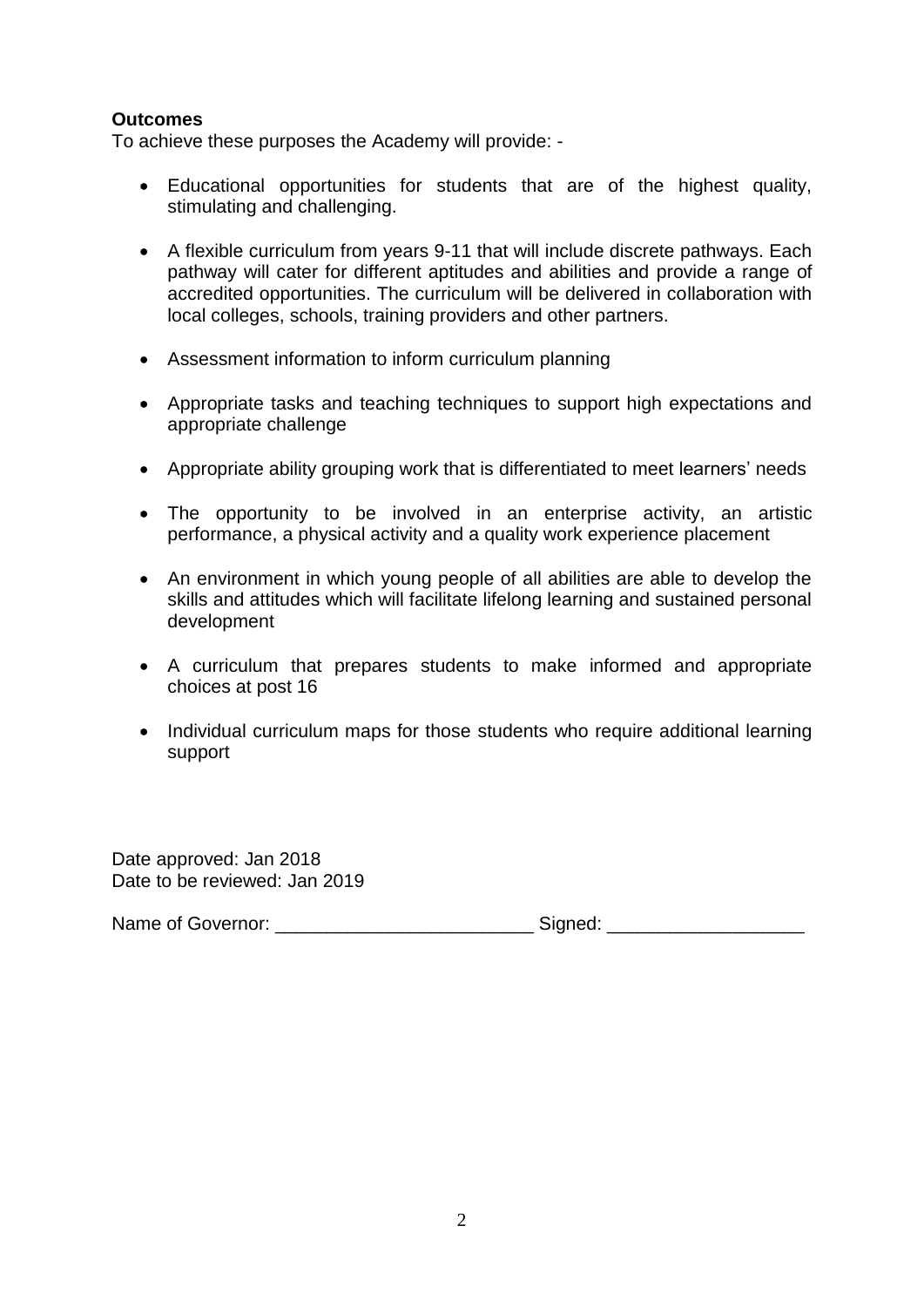**Outcomes**

To achieve these purposes the Academy will provide: -

- Educational opportunities for students that are of the highest quality, stimulating and challenging.
- A flexible curriculum from years 9-11 that will include discrete pathways. Each pathway will cater for different aptitudes and abilities and provide a range of accredited opportunities. The curriculum will be delivered in collaboration with local colleges, schools, training providers and other partners.
- Assessment information to inform curriculum planning
- Appropriate tasks and teaching techniques to support high expectations and appropriate challenge
- Appropriate ability grouping work that is differentiated to meet learners' needs
- The opportunity to be involved in an enterprise activity, an artistic performance, a physical activity and a quality work experience placement
- An environment in which young people of all abilities are able to develop the skills and attitudes which will facilitate lifelong learning and sustained personal development
- A curriculum that prepares students to make informed and appropriate choices at post 16
- Individual curriculum maps for those students who require additional learning support

Date approved: Jan 2018
Date to be reviewed: Jan 2019

Name of Governor: _________________________ Signed: ___________________